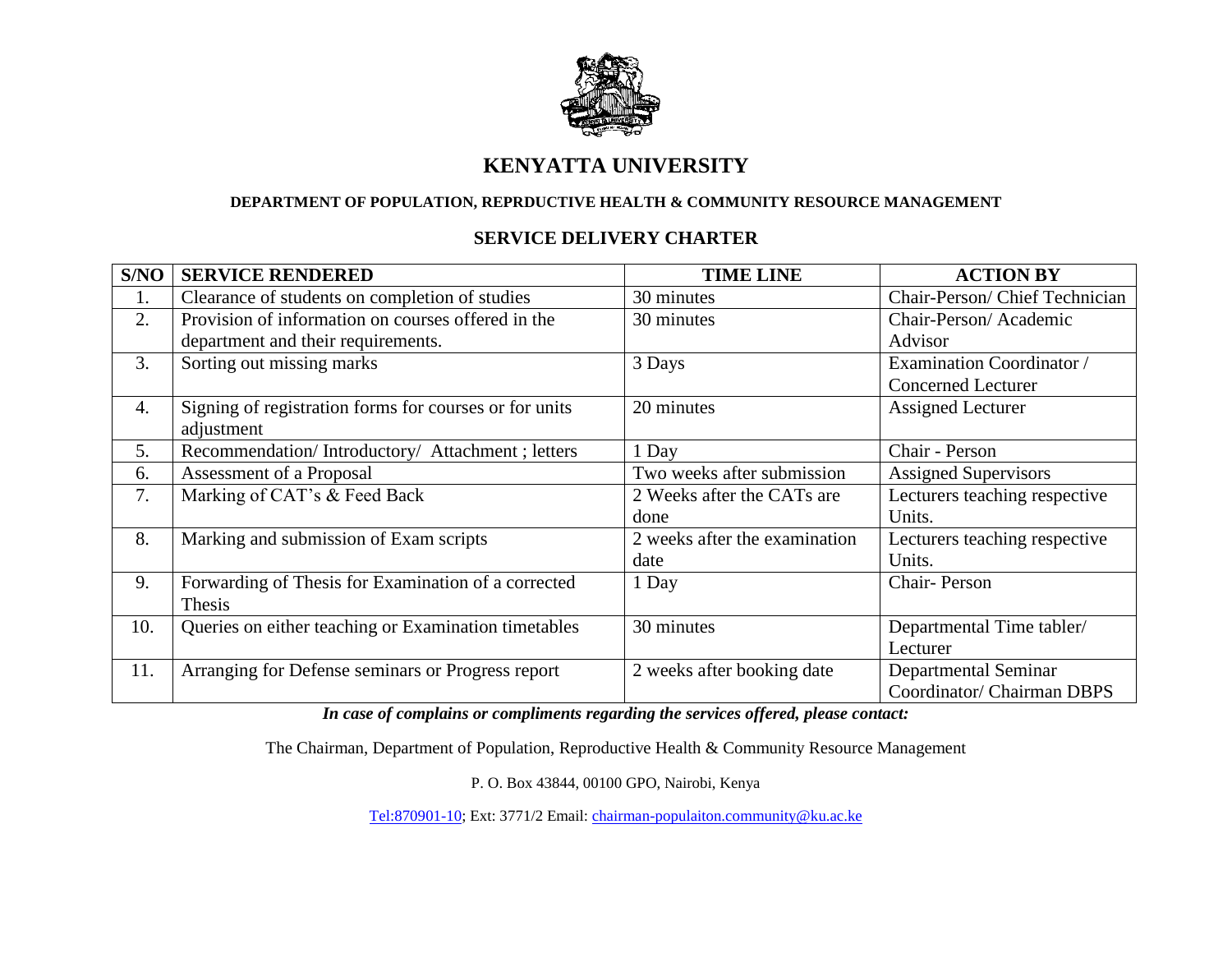# KENYATTA UNIVERSITY

## DEPARTMENT OF POPULATION, REPRDUCTIVE HEALTH & COMMUNITY RESOURCE MANAGEMENT

## SERVICE DELIVERY CHARTER

| S/NO | SERVICE RENDERED | TIME LINE | ACTION BY |
|---|---|---|---|
| 1. | Clearance of students on completion of studies | 30 minutes | Chair-Person/ Chief Technician |
| 2. | Provision of information on courses offered in the department and their requirements. | 30 minutes | Chair-Person/ Academic Advisor |
| 3. | Sorting out missing marks | 3 Days | Examination Coordinator / Concerned Lecturer |
| 4. | Signing of registration forms for courses or for units adjustment | 20 minutes | Assigned Lecturer |
| 5. | Recommendation/ Introductory/ Attachment ; letters | 1 Day | Chair - Person |
| 6. | Assessment of a Proposal | Two weeks after submission | Assigned Supervisors |
| 7. | Marking of CAT's & Feed Back | 2 Weeks after the CATs are done | Lecturers teaching respective Units. |
| 8. | Marking and submission of Exam scripts | 2 weeks after the examination date | Lecturers teaching respective Units. |
| 9. | Forwarding of Thesis for Examination of a corrected Thesis | 1 Day | Chair- Person |
| 10. | Queries on either teaching or Examination timetables | 30 minutes | Departmental Time tabler/ Lecturer |
| 11. | Arranging for Defense seminars or Progress report | 2 weeks after booking date | Departmental Seminar Coordinator/ Chairman DBPS |

***In case of complains or compliments regarding the services offered, please contact:***

The Chairman, Department of Population, Reproductive Health & Community Resource Management

P. O. Box 43844, 00100 GPO, Nairobi, Kenya

Tel:870901-10; Ext: 3771/2 Email: chairman-populaiton.community@ku.ac.ke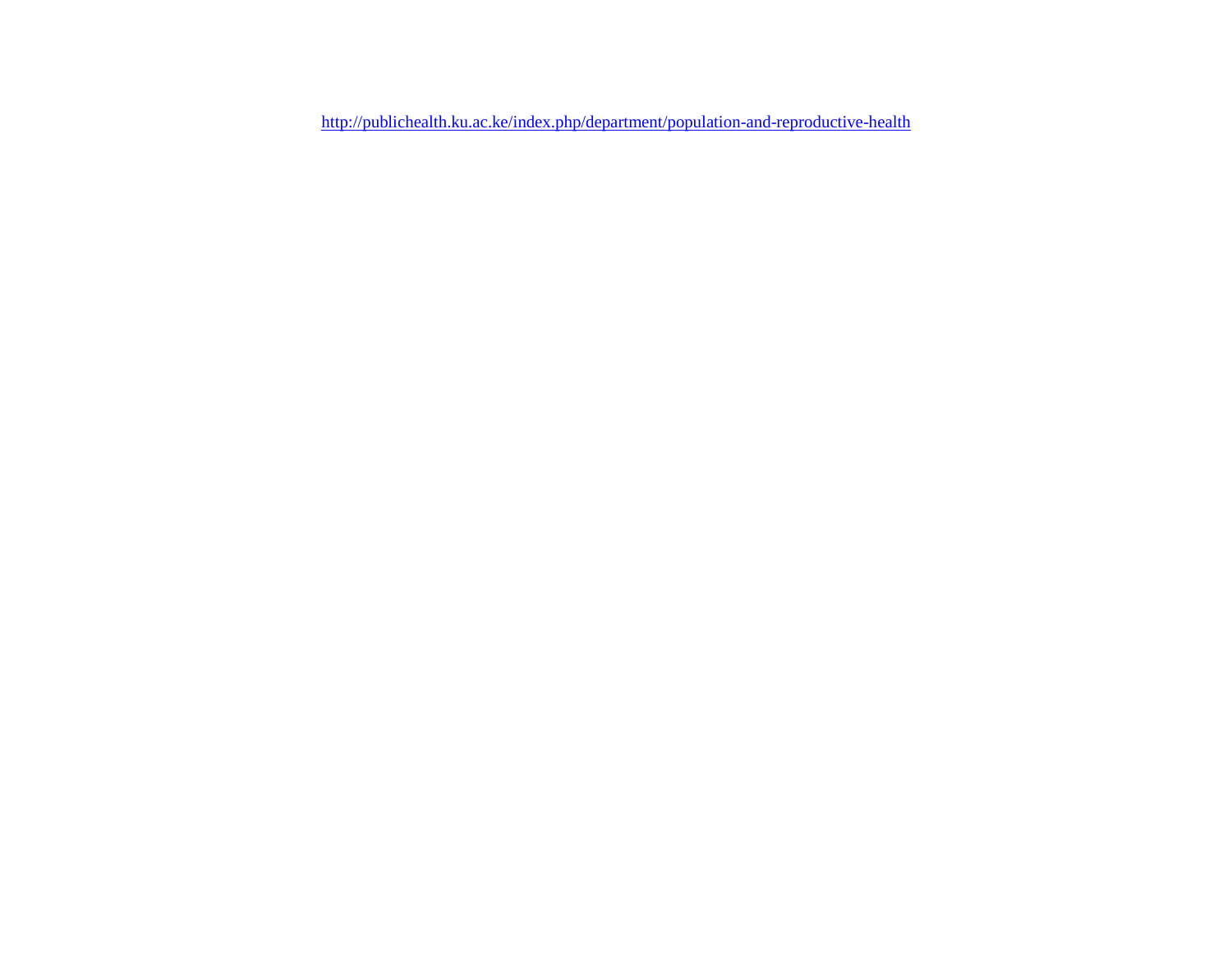http://publichealth.ku.ac.ke/index.php/department/population-and-reproductive-health